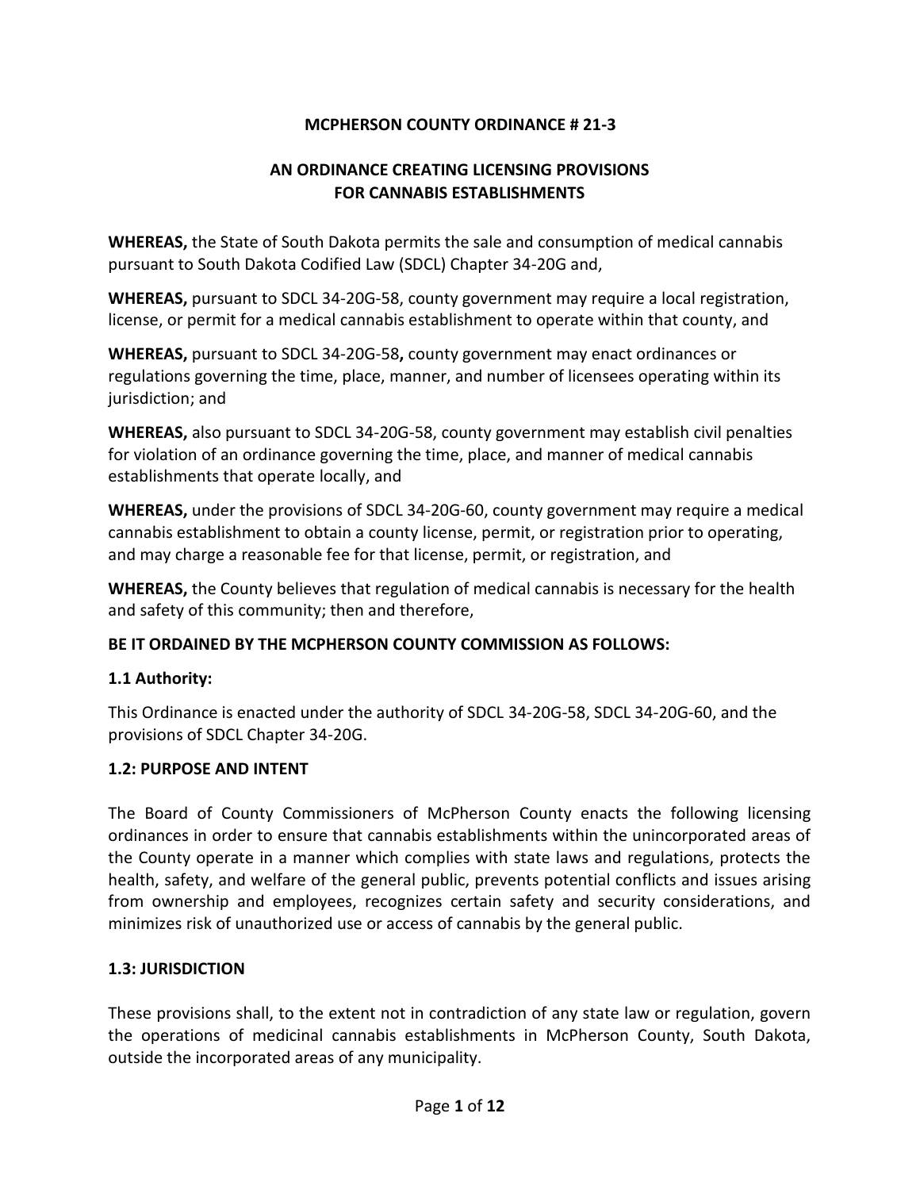# MCPHERSON COUNTY ORDINANCE # 21-3

## AN ORDINANCE CREATING LICENSING PROVISIONS FOR CANNABIS ESTABLISHMENTS

**WHEREAS,** the State of South Dakota permits the sale and consumption of medical cannabis pursuant to South Dakota Codified Law (SDCL) Chapter 34-20G and,

**WHEREAS,** pursuant to SDCL 34-20G-58, county government may require a local registration, license, or permit for a medical cannabis establishment to operate within that county, and

**WHEREAS,** pursuant to SDCL 34-20G-58**,** county government may enact ordinances or regulations governing the time, place, manner, and number of licensees operating within its jurisdiction; and

**WHEREAS,** also pursuant to SDCL 34-20G-58, county government may establish civil penalties for violation of an ordinance governing the time, place, and manner of medical cannabis establishments that operate locally, and

**WHEREAS,** under the provisions of SDCL 34-20G-60, county government may require a medical cannabis establishment to obtain a county license, permit, or registration prior to operating, and may charge a reasonable fee for that license, permit, or registration, and

**WHEREAS,** the County believes that regulation of medical cannabis is necessary for the health and safety of this community; then and therefore,

**BE IT ORDAINED BY THE MCPHERSON COUNTY COMMISSION AS FOLLOWS:**

### 1.1 Authority:

This Ordinance is enacted under the authority of SDCL 34-20G-58, SDCL 34-20G-60, and the provisions of SDCL Chapter 34-20G.

### 1.2: PURPOSE AND INTENT

The Board of County Commissioners of McPherson County enacts the following licensing ordinances in order to ensure that cannabis establishments within the unincorporated areas of the County operate in a manner which complies with state laws and regulations, protects the health, safety, and welfare of the general public, prevents potential conflicts and issues arising from ownership and employees, recognizes certain safety and security considerations, and minimizes risk of unauthorized use or access of cannabis by the general public.

### 1.3: JURISDICTION

These provisions shall, to the extent not in contradiction of any state law or regulation, govern the operations of medicinal cannabis establishments in McPherson County, South Dakota, outside the incorporated areas of any municipality.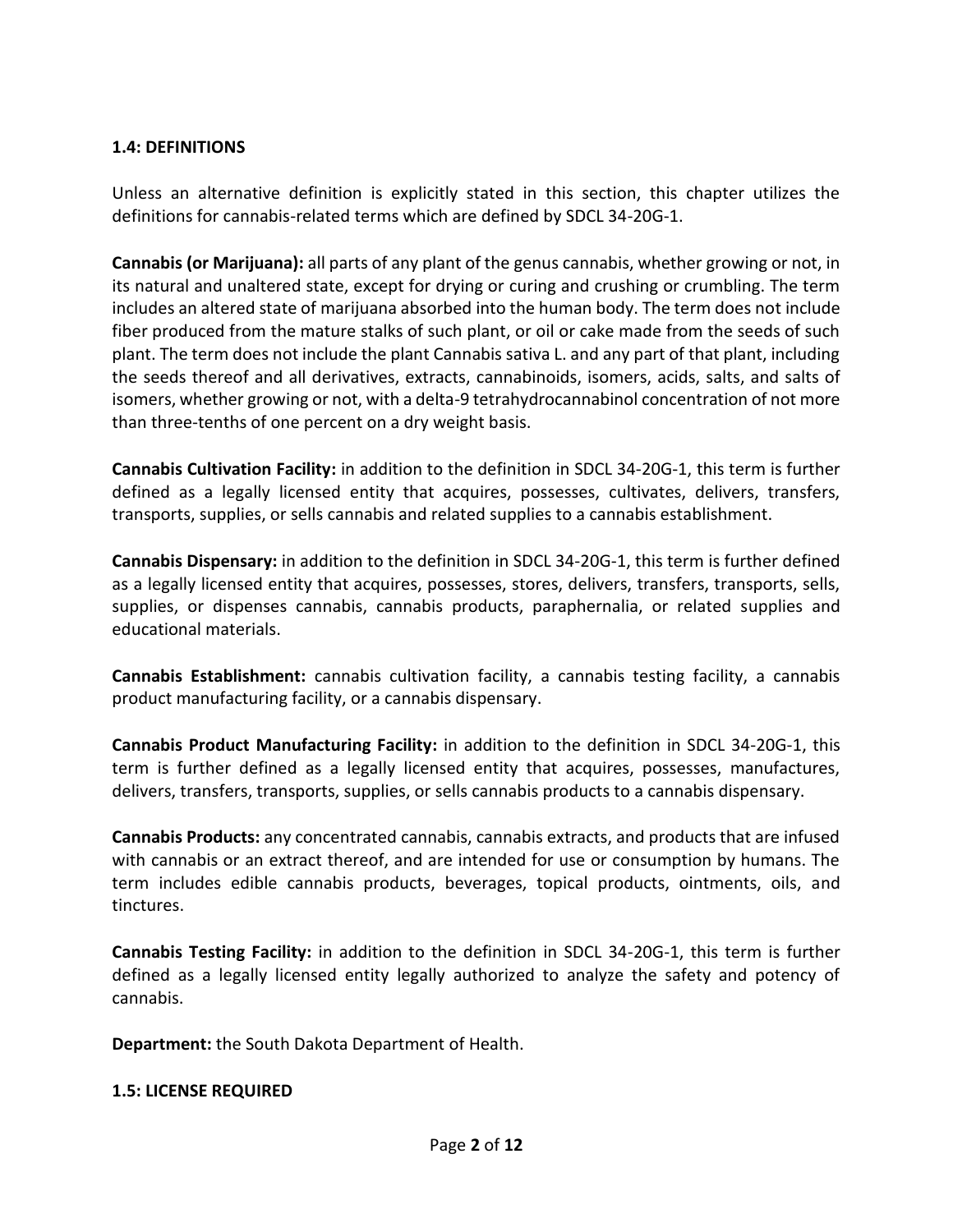### 1.4: DEFINITIONS

Unless an alternative definition is explicitly stated in this section, this chapter utilizes the definitions for cannabis-related terms which are defined by SDCL 34-20G-1.

**Cannabis (or Marijuana):** all parts of any plant of the genus cannabis, whether growing or not, in its natural and unaltered state, except for drying or curing and crushing or crumbling. The term includes an altered state of marijuana absorbed into the human body. The term does not include fiber produced from the mature stalks of such plant, or oil or cake made from the seeds of such plant. The term does not include the plant Cannabis sativa L. and any part of that plant, including the seeds thereof and all derivatives, extracts, cannabinoids, isomers, acids, salts, and salts of isomers, whether growing or not, with a delta-9 tetrahydrocannabinol concentration of not more than three-tenths of one percent on a dry weight basis.

**Cannabis Cultivation Facility:** in addition to the definition in SDCL 34-20G-1, this term is further defined as a legally licensed entity that acquires, possesses, cultivates, delivers, transfers, transports, supplies, or sells cannabis and related supplies to a cannabis establishment.

**Cannabis Dispensary:** in addition to the definition in SDCL 34-20G-1, this term is further defined as a legally licensed entity that acquires, possesses, stores, delivers, transfers, transports, sells, supplies, or dispenses cannabis, cannabis products, paraphernalia, or related supplies and educational materials.

**Cannabis Establishment:** cannabis cultivation facility, a cannabis testing facility, a cannabis product manufacturing facility, or a cannabis dispensary.

**Cannabis Product Manufacturing Facility:** in addition to the definition in SDCL 34-20G-1, this term is further defined as a legally licensed entity that acquires, possesses, manufactures, delivers, transfers, transports, supplies, or sells cannabis products to a cannabis dispensary.

**Cannabis Products:** any concentrated cannabis, cannabis extracts, and products that are infused with cannabis or an extract thereof, and are intended for use or consumption by humans. The term includes edible cannabis products, beverages, topical products, ointments, oils, and tinctures.

**Cannabis Testing Facility:** in addition to the definition in SDCL 34-20G-1, this term is further defined as a legally licensed entity legally authorized to analyze the safety and potency of cannabis.

**Department:** the South Dakota Department of Health.

### 1.5: LICENSE REQUIRED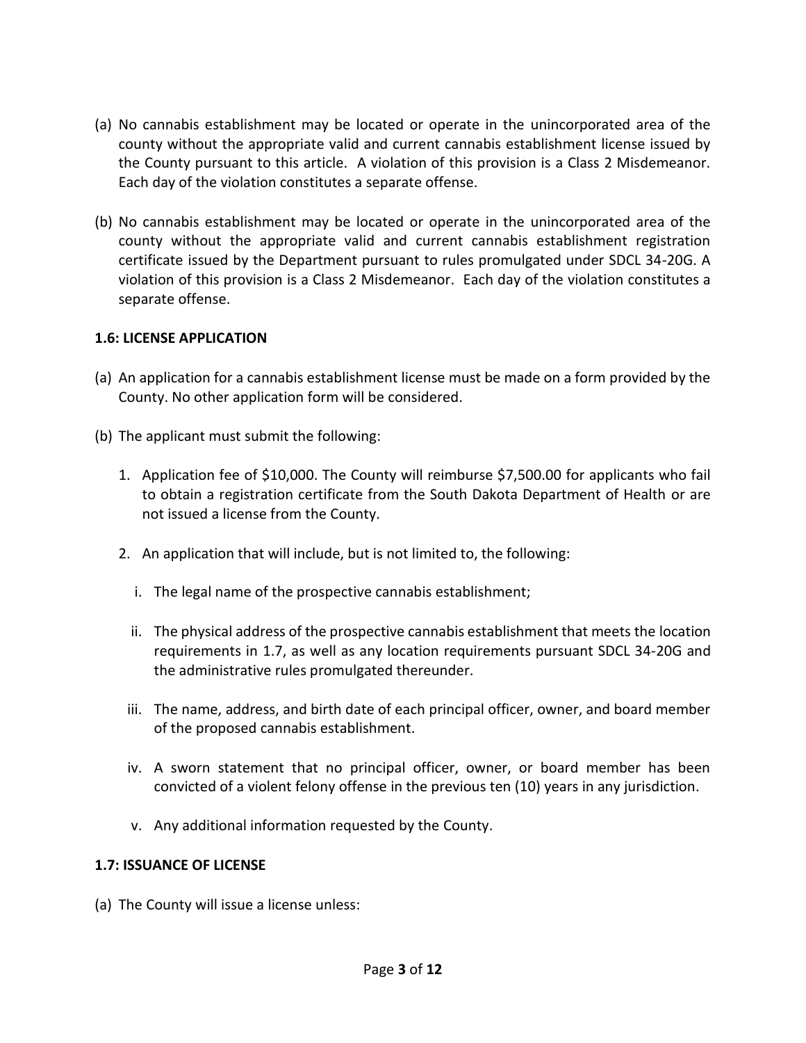(a) No cannabis establishment may be located or operate in the unincorporated area of the county without the appropriate valid and current cannabis establishment license issued by the County pursuant to this article. A violation of this provision is a Class 2 Misdemeanor. Each day of the violation constitutes a separate offense.

(b) No cannabis establishment may be located or operate in the unincorporated area of the county without the appropriate valid and current cannabis establishment registration certificate issued by the Department pursuant to rules promulgated under SDCL 34-20G. A violation of this provision is a Class 2 Misdemeanor. Each day of the violation constitutes a separate offense.

**1.6: LICENSE APPLICATION**

(a) An application for a cannabis establishment license must be made on a form provided by the County. No other application form will be considered.

(b) The applicant must submit the following:

1. Application fee of $10,000. The County will reimburse $7,500.00 for applicants who fail to obtain a registration certificate from the South Dakota Department of Health or are not issued a license from the County.

2. An application that will include, but is not limited to, the following:

   i. The legal name of the prospective cannabis establishment;

   ii. The physical address of the prospective cannabis establishment that meets the location requirements in 1.7, as well as any location requirements pursuant SDCL 34-20G and the administrative rules promulgated thereunder.

   iii. The name, address, and birth date of each principal officer, owner, and board member of the proposed cannabis establishment.

   iv. A sworn statement that no principal officer, owner, or board member has been convicted of a violent felony offense in the previous ten (10) years in any jurisdiction.

   v. Any additional information requested by the County.

**1.7: ISSUANCE OF LICENSE**

(a) The County will issue a license unless: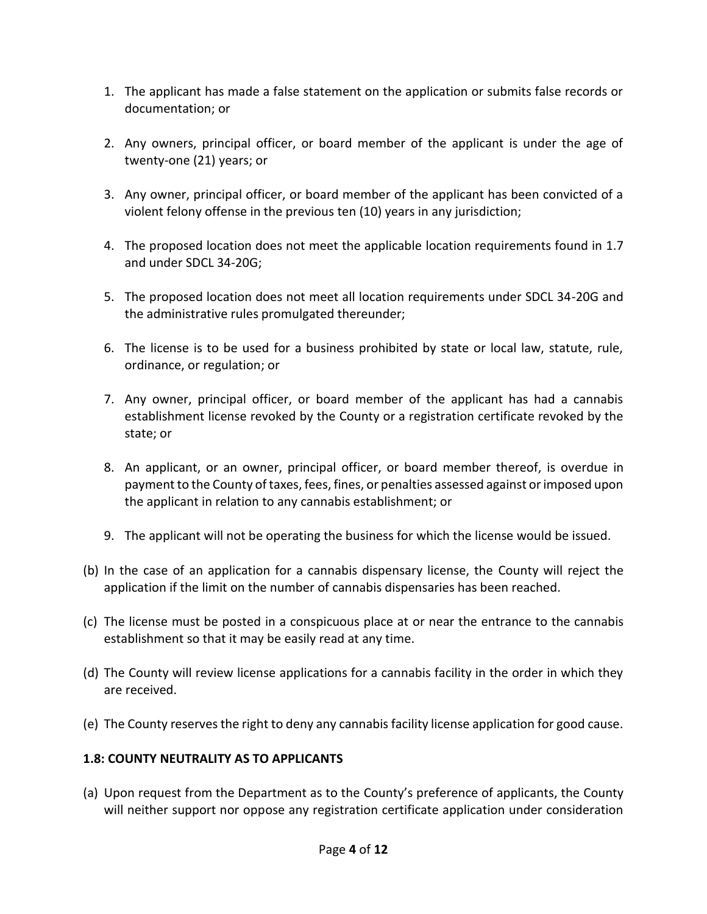1. The applicant has made a false statement on the application or submits false records or documentation; or

2. Any owners, principal officer, or board member of the applicant is under the age of twenty-one (21) years; or

3. Any owner, principal officer, or board member of the applicant has been convicted of a violent felony offense in the previous ten (10) years in any jurisdiction;

4. The proposed location does not meet the applicable location requirements found in 1.7 and under SDCL 34-20G;

5. The proposed location does not meet all location requirements under SDCL 34-20G and the administrative rules promulgated thereunder;

6. The license is to be used for a business prohibited by state or local law, statute, rule, ordinance, or regulation; or

7. Any owner, principal officer, or board member of the applicant has had a cannabis establishment license revoked by the County or a registration certificate revoked by the state; or

8. An applicant, or an owner, principal officer, or board member thereof, is overdue in payment to the County of taxes, fees, fines, or penalties assessed against or imposed upon the applicant in relation to any cannabis establishment; or

9. The applicant will not be operating the business for which the license would be issued.

(b) In the case of an application for a cannabis dispensary license, the County will reject the application if the limit on the number of cannabis dispensaries has been reached.

(c) The license must be posted in a conspicuous place at or near the entrance to the cannabis establishment so that it may be easily read at any time.

(d) The County will review license applications for a cannabis facility in the order in which they are received.

(e) The County reserves the right to deny any cannabis facility license application for good cause.

**1.8: COUNTY NEUTRALITY AS TO APPLICANTS**

(a) Upon request from the Department as to the County's preference of applicants, the County will neither support nor oppose any registration certificate application under consideration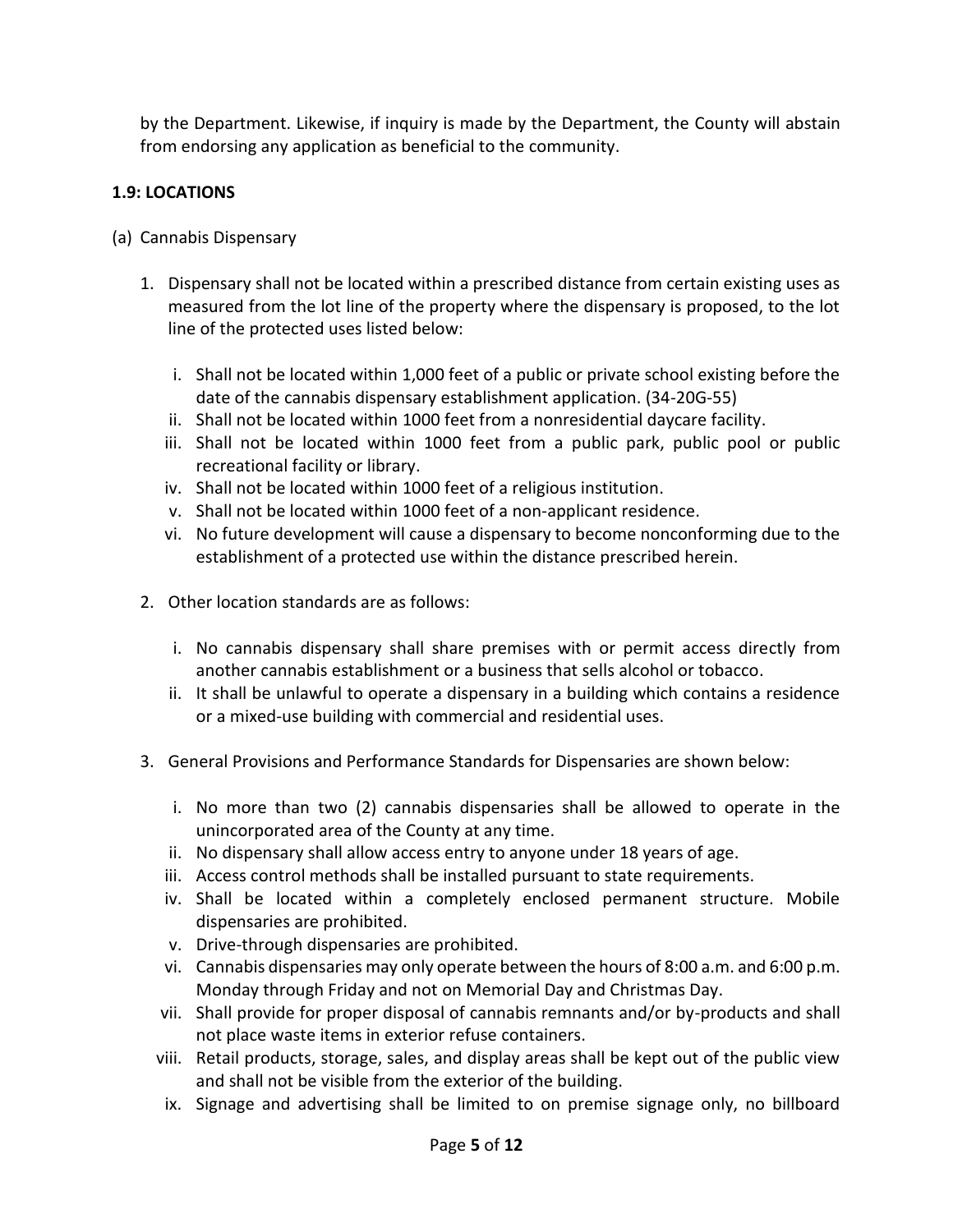by the Department. Likewise, if inquiry is made by the Department, the County will abstain from endorsing any application as beneficial to the community.

### 1.9: LOCATIONS

(a) Cannabis Dispensary

1. Dispensary shall not be located within a prescribed distance from certain existing uses as measured from the lot line of the property where the dispensary is proposed, to the lot line of the protected uses listed below:

   i. Shall not be located within 1,000 feet of a public or private school existing before the date of the cannabis dispensary establishment application. (34-20G-55)
   
   ii. Shall not be located within 1000 feet from a nonresidential daycare facility.
   
   iii. Shall not be located within 1000 feet from a public park, public pool or public recreational facility or library.
   
   iv. Shall not be located within 1000 feet of a religious institution.
   
   v. Shall not be located within 1000 feet of a non-applicant residence.
   
   vi. No future development will cause a dispensary to become nonconforming due to the establishment of a protected use within the distance prescribed herein.

2. Other location standards are as follows:

   i. No cannabis dispensary shall share premises with or permit access directly from another cannabis establishment or a business that sells alcohol or tobacco.
   
   ii. It shall be unlawful to operate a dispensary in a building which contains a residence or a mixed-use building with commercial and residential uses.

3. General Provisions and Performance Standards for Dispensaries are shown below:

   i. No more than two (2) cannabis dispensaries shall be allowed to operate in the unincorporated area of the County at any time.
   
   ii. No dispensary shall allow access entry to anyone under 18 years of age.
   
   iii. Access control methods shall be installed pursuant to state requirements.
   
   iv. Shall be located within a completely enclosed permanent structure. Mobile dispensaries are prohibited.
   
   v. Drive-through dispensaries are prohibited.
   
   vi. Cannabis dispensaries may only operate between the hours of 8:00 a.m. and 6:00 p.m. Monday through Friday and not on Memorial Day and Christmas Day.
   
   vii. Shall provide for proper disposal of cannabis remnants and/or by-products and shall not place waste items in exterior refuse containers.
   
   viii. Retail products, storage, sales, and display areas shall be kept out of the public view and shall not be visible from the exterior of the building.
   
   ix. Signage and advertising shall be limited to on premise signage only, no billboard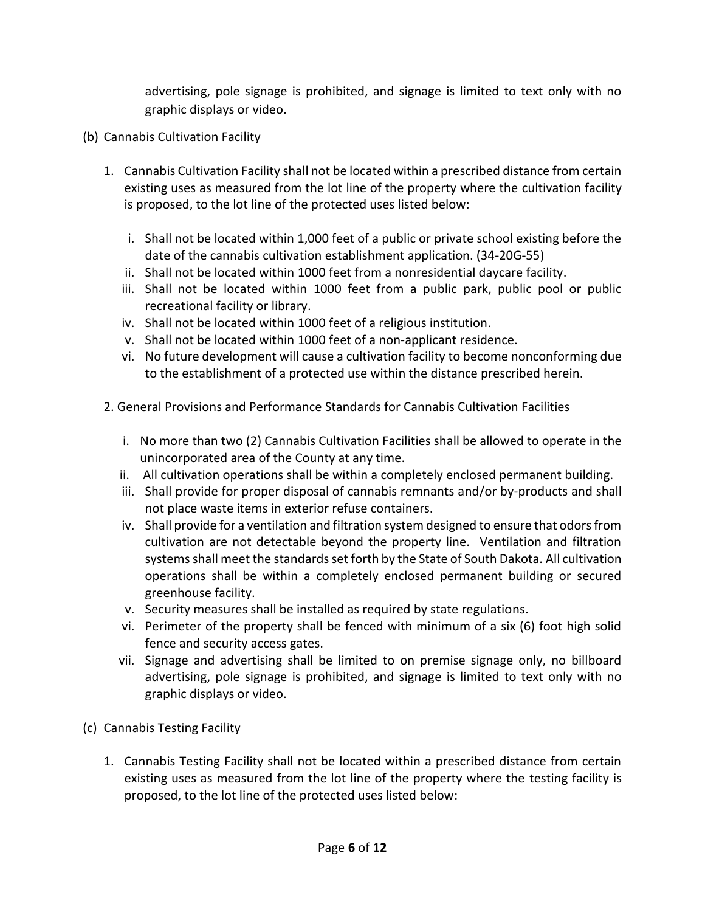advertising, pole signage is prohibited, and signage is limited to text only with no graphic displays or video.

(b) Cannabis Cultivation Facility

1. Cannabis Cultivation Facility shall not be located within a prescribed distance from certain existing uses as measured from the lot line of the property where the cultivation facility is proposed, to the lot line of the protected uses listed below:

   i. Shall not be located within 1,000 feet of a public or private school existing before the date of the cannabis cultivation establishment application. (34-20G-55)
   ii. Shall not be located within 1000 feet from a nonresidential daycare facility.
   iii. Shall not be located within 1000 feet from a public park, public pool or public recreational facility or library.
   iv. Shall not be located within 1000 feet of a religious institution.
   v. Shall not be located within 1000 feet of a non-applicant residence.
   vi. No future development will cause a cultivation facility to become nonconforming due to the establishment of a protected use within the distance prescribed herein.

2. General Provisions and Performance Standards for Cannabis Cultivation Facilities

   i. No more than two (2) Cannabis Cultivation Facilities shall be allowed to operate in the unincorporated area of the County at any time.
   ii. All cultivation operations shall be within a completely enclosed permanent building.
   iii. Shall provide for proper disposal of cannabis remnants and/or by-products and shall not place waste items in exterior refuse containers.
   iv. Shall provide for a ventilation and filtration system designed to ensure that odors from cultivation are not detectable beyond the property line. Ventilation and filtration systems shall meet the standards set forth by the State of South Dakota. All cultivation operations shall be within a completely enclosed permanent building or secured greenhouse facility.
   v. Security measures shall be installed as required by state regulations.
   vi. Perimeter of the property shall be fenced with minimum of a six (6) foot high solid fence and security access gates.
   vii. Signage and advertising shall be limited to on premise signage only, no billboard advertising, pole signage is prohibited, and signage is limited to text only with no graphic displays or video.

(c) Cannabis Testing Facility

1. Cannabis Testing Facility shall not be located within a prescribed distance from certain existing uses as measured from the lot line of the property where the testing facility is proposed, to the lot line of the protected uses listed below: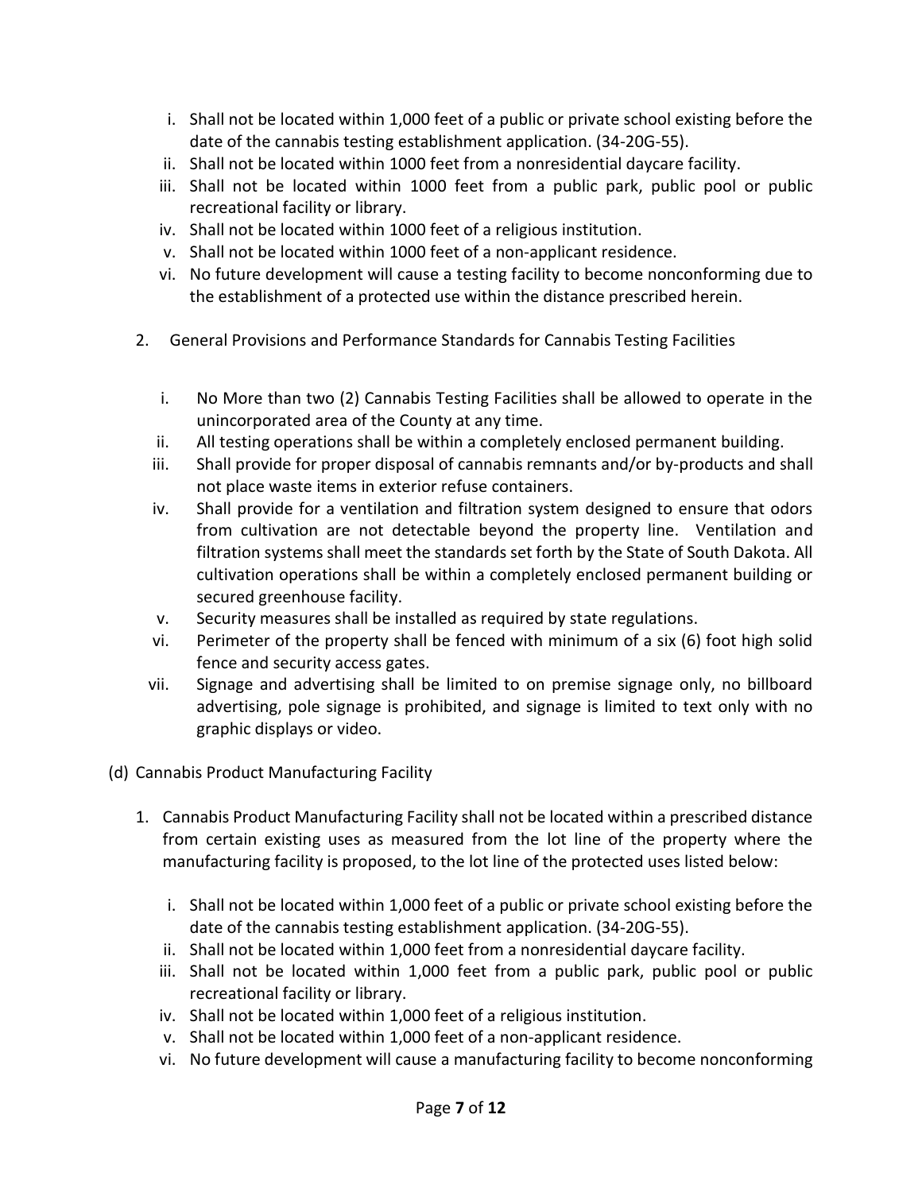i. Shall not be located within 1,000 feet of a public or private school existing before the date of the cannabis testing establishment application. (34-20G-55).
ii. Shall not be located within 1000 feet from a nonresidential daycare facility.
iii. Shall not be located within 1000 feet from a public park, public pool or public recreational facility or library.
iv. Shall not be located within 1000 feet of a religious institution.
v. Shall not be located within 1000 feet of a non-applicant residence.
vi. No future development will cause a testing facility to become nonconforming due to the establishment of a protected use within the distance prescribed herein.

2. General Provisions and Performance Standards for Cannabis Testing Facilities

   i. No More than two (2) Cannabis Testing Facilities shall be allowed to operate in the unincorporated area of the County at any time.
   ii. All testing operations shall be within a completely enclosed permanent building.
   iii. Shall provide for proper disposal of cannabis remnants and/or by-products and shall not place waste items in exterior refuse containers.
   iv. Shall provide for a ventilation and filtration system designed to ensure that odors from cultivation are not detectable beyond the property line. Ventilation and filtration systems shall meet the standards set forth by the State of South Dakota. All cultivation operations shall be within a completely enclosed permanent building or secured greenhouse facility.
   v. Security measures shall be installed as required by state regulations.
   vi. Perimeter of the property shall be fenced with minimum of a six (6) foot high solid fence and security access gates.
   vii. Signage and advertising shall be limited to on premise signage only, no billboard advertising, pole signage is prohibited, and signage is limited to text only with no graphic displays or video.

(d) Cannabis Product Manufacturing Facility

1. Cannabis Product Manufacturing Facility shall not be located within a prescribed distance from certain existing uses as measured from the lot line of the property where the manufacturing facility is proposed, to the lot line of the protected uses listed below:

   i. Shall not be located within 1,000 feet of a public or private school existing before the date of the cannabis testing establishment application. (34-20G-55).
   ii. Shall not be located within 1,000 feet from a nonresidential daycare facility.
   iii. Shall not be located within 1,000 feet from a public park, public pool or public recreational facility or library.
   iv. Shall not be located within 1,000 feet of a religious institution.
   v. Shall not be located within 1,000 feet of a non-applicant residence.
   vi. No future development will cause a manufacturing facility to become nonconforming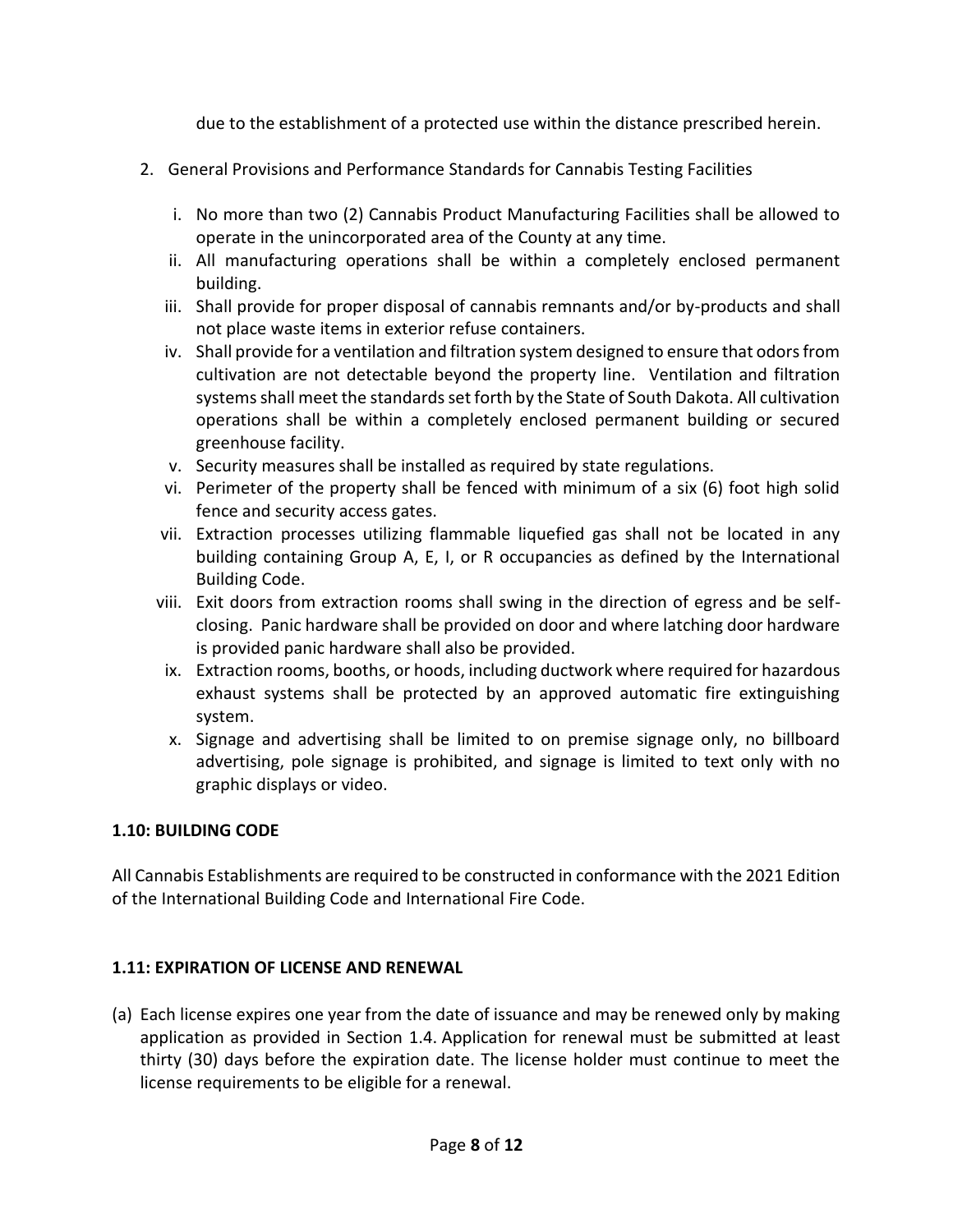due to the establishment of a protected use within the distance prescribed herein.

2. General Provisions and Performance Standards for Cannabis Testing Facilities

    i. No more than two (2) Cannabis Product Manufacturing Facilities shall be allowed to operate in the unincorporated area of the County at any time.
    ii. All manufacturing operations shall be within a completely enclosed permanent building.
    iii. Shall provide for proper disposal of cannabis remnants and/or by-products and shall not place waste items in exterior refuse containers.
    iv. Shall provide for a ventilation and filtration system designed to ensure that odors from cultivation are not detectable beyond the property line. Ventilation and filtration systems shall meet the standards set forth by the State of South Dakota. All cultivation operations shall be within a completely enclosed permanent building or secured greenhouse facility.
    v. Security measures shall be installed as required by state regulations.
    vi. Perimeter of the property shall be fenced with minimum of a six (6) foot high solid fence and security access gates.
    vii. Extraction processes utilizing flammable liquefied gas shall not be located in any building containing Group A, E, I, or R occupancies as defined by the International Building Code.
    viii. Exit doors from extraction rooms shall swing in the direction of egress and be self-closing. Panic hardware shall be provided on door and where latching door hardware is provided panic hardware shall also be provided.
    ix. Extraction rooms, booths, or hoods, including ductwork where required for hazardous exhaust systems shall be protected by an approved automatic fire extinguishing system.
    x. Signage and advertising shall be limited to on premise signage only, no billboard advertising, pole signage is prohibited, and signage is limited to text only with no graphic displays or video.

### 1.10: BUILDING CODE

All Cannabis Establishments are required to be constructed in conformance with the 2021 Edition of the International Building Code and International Fire Code.

### 1.11: EXPIRATION OF LICENSE AND RENEWAL

(a) Each license expires one year from the date of issuance and may be renewed only by making application as provided in Section 1.4. Application for renewal must be submitted at least thirty (30) days before the expiration date. The license holder must continue to meet the license requirements to be eligible for a renewal.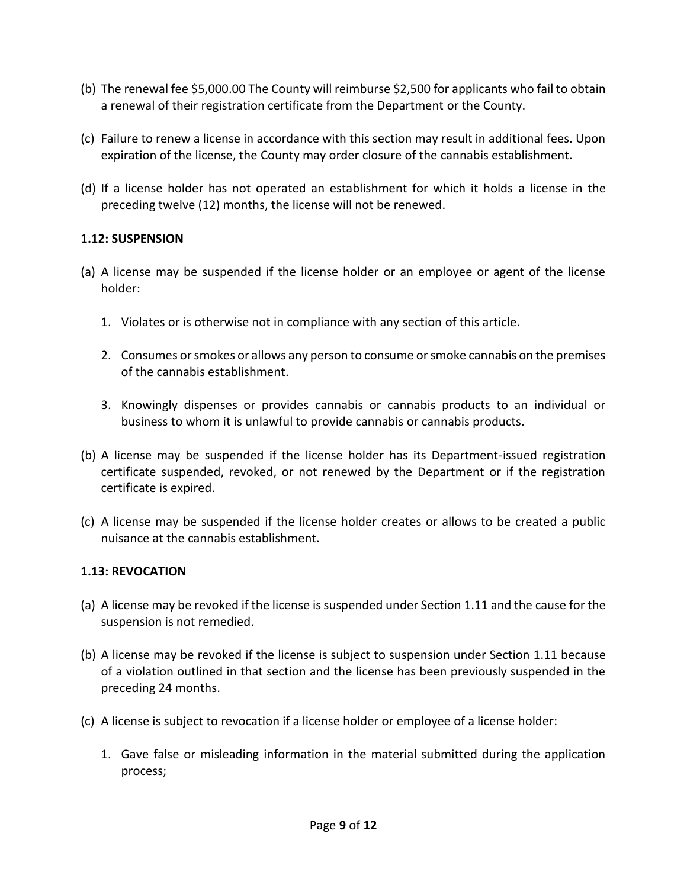(b) The renewal fee $5,000.00 The County will reimburse $2,500 for applicants who fail to obtain a renewal of their registration certificate from the Department or the County.

(c) Failure to renew a license in accordance with this section may result in additional fees. Upon expiration of the license, the County may order closure of the cannabis establishment.

(d) If a license holder has not operated an establishment for which it holds a license in the preceding twelve (12) months, the license will not be renewed.

**1.12: SUSPENSION**

(a) A license may be suspended if the license holder or an employee or agent of the license holder:

1. Violates or is otherwise not in compliance with any section of this article.
2. Consumes or smokes or allows any person to consume or smoke cannabis on the premises of the cannabis establishment.
3. Knowingly dispenses or provides cannabis or cannabis products to an individual or business to whom it is unlawful to provide cannabis or cannabis products.

(b) A license may be suspended if the license holder has its Department-issued registration certificate suspended, revoked, or not renewed by the Department or if the registration certificate is expired.

(c) A license may be suspended if the license holder creates or allows to be created a public nuisance at the cannabis establishment.

**1.13: REVOCATION**

(a) A license may be revoked if the license is suspended under Section 1.11 and the cause for the suspension is not remedied.

(b) A license may be revoked if the license is subject to suspension under Section 1.11 because of a violation outlined in that section and the license has been previously suspended in the preceding 24 months.

(c) A license is subject to revocation if a license holder or employee of a license holder:

1. Gave false or misleading information in the material submitted during the application process;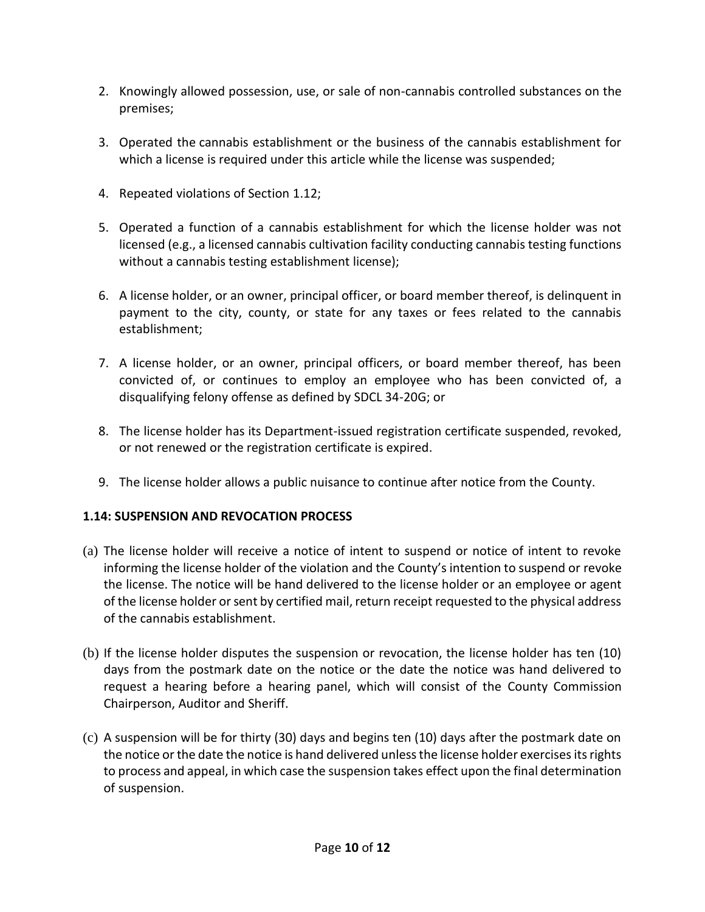2. Knowingly allowed possession, use, or sale of non-cannabis controlled substances on the premises;

3. Operated the cannabis establishment or the business of the cannabis establishment for which a license is required under this article while the license was suspended;

4. Repeated violations of Section 1.12;

5. Operated a function of a cannabis establishment for which the license holder was not licensed (e.g., a licensed cannabis cultivation facility conducting cannabis testing functions without a cannabis testing establishment license);

6. A license holder, or an owner, principal officer, or board member thereof, is delinquent in payment to the city, county, or state for any taxes or fees related to the cannabis establishment;

7. A license holder, or an owner, principal officers, or board member thereof, has been convicted of, or continues to employ an employee who has been convicted of, a disqualifying felony offense as defined by SDCL 34-20G; or

8. The license holder has its Department-issued registration certificate suspended, revoked, or not renewed or the registration certificate is expired.

9. The license holder allows a public nuisance to continue after notice from the County.

**1.14: SUSPENSION AND REVOCATION PROCESS**

(a) The license holder will receive a notice of intent to suspend or notice of intent to revoke informing the license holder of the violation and the County's intention to suspend or revoke the license. The notice will be hand delivered to the license holder or an employee or agent of the license holder or sent by certified mail, return receipt requested to the physical address of the cannabis establishment.

(b) If the license holder disputes the suspension or revocation, the license holder has ten (10) days from the postmark date on the notice or the date the notice was hand delivered to request a hearing before a hearing panel, which will consist of the County Commission Chairperson, Auditor and Sheriff.

(c) A suspension will be for thirty (30) days and begins ten (10) days after the postmark date on the notice or the date the notice is hand delivered unless the license holder exercises its rights to process and appeal, in which case the suspension takes effect upon the final determination of suspension.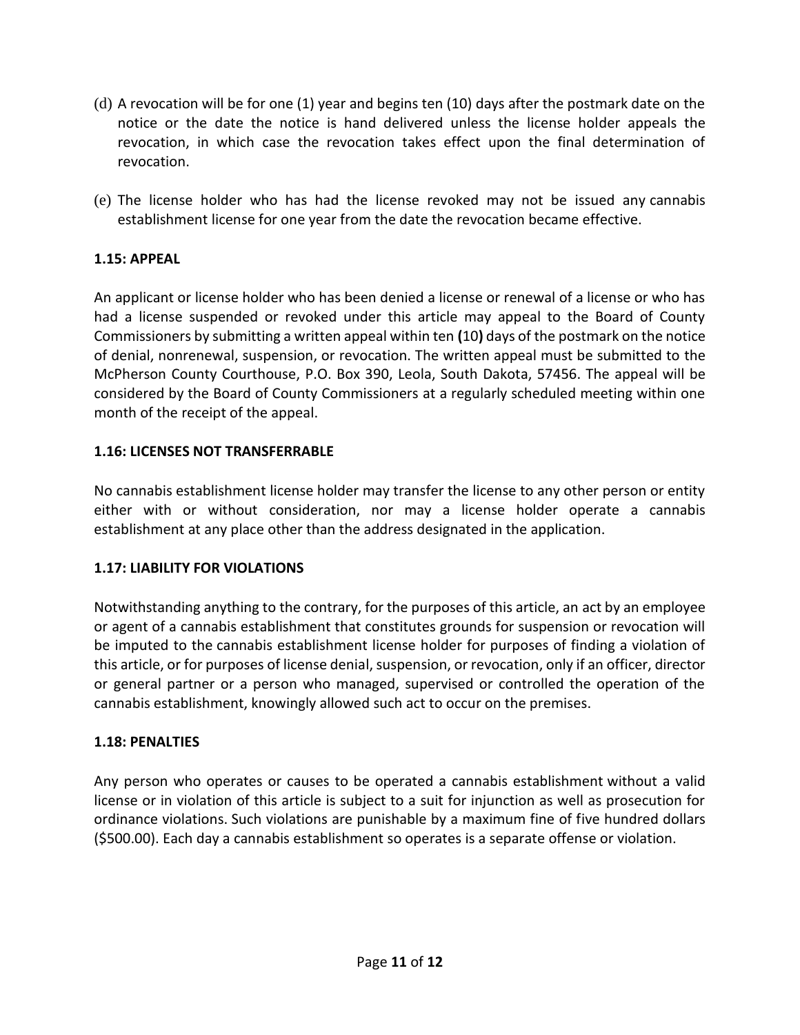(d) A revocation will be for one (1) year and begins ten (10) days after the postmark date on the notice or the date the notice is hand delivered unless the license holder appeals the revocation, in which case the revocation takes effect upon the final determination of revocation.

(e) The license holder who has had the license revoked may not be issued any cannabis establishment license for one year from the date the revocation became effective.

**1.15: APPEAL**

An applicant or license holder who has been denied a license or renewal of a license or who has had a license suspended or revoked under this article may appeal to the Board of County Commissioners by submitting a written appeal within ten **(**10**)** days of the postmark on the notice of denial, nonrenewal, suspension, or revocation. The written appeal must be submitted to the McPherson County Courthouse, P.O. Box 390, Leola, South Dakota, 57456. The appeal will be considered by the Board of County Commissioners at a regularly scheduled meeting within one month of the receipt of the appeal.

**1.16: LICENSES NOT TRANSFERRABLE**

No cannabis establishment license holder may transfer the license to any other person or entity either with or without consideration, nor may a license holder operate a cannabis establishment at any place other than the address designated in the application.

**1.17: LIABILITY FOR VIOLATIONS**

Notwithstanding anything to the contrary, for the purposes of this article, an act by an employee or agent of a cannabis establishment that constitutes grounds for suspension or revocation will be imputed to the cannabis establishment license holder for purposes of finding a violation of this article, or for purposes of license denial, suspension, or revocation, only if an officer, director or general partner or a person who managed, supervised or controlled the operation of the cannabis establishment, knowingly allowed such act to occur on the premises.

**1.18: PENALTIES**

Any person who operates or causes to be operated a cannabis establishment without a valid license or in violation of this article is subject to a suit for injunction as well as prosecution for ordinance violations. Such violations are punishable by a maximum fine of five hundred dollars ($500.00). Each day a cannabis establishment so operates is a separate offense or violation.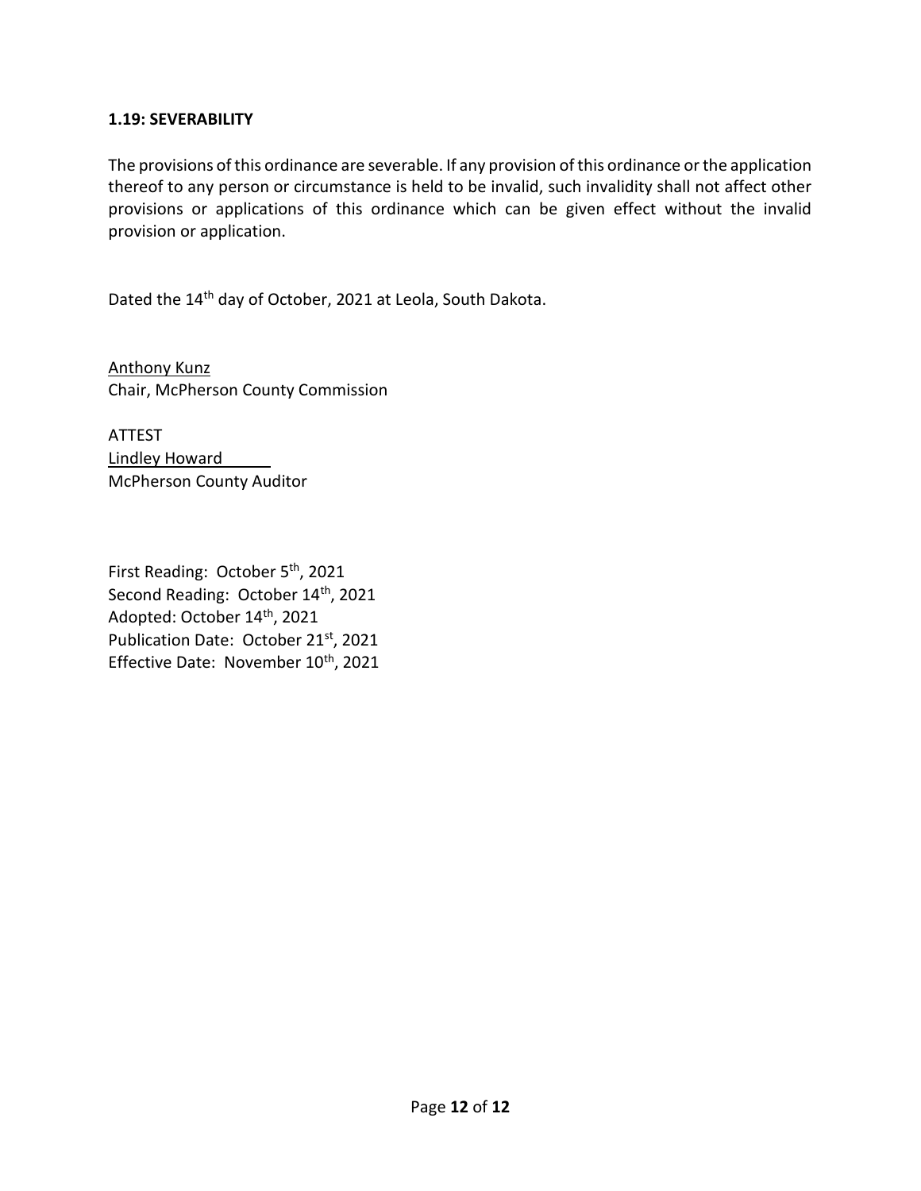### 1.19: SEVERABILITY

The provisions of this ordinance are severable. If any provision of this ordinance or the application thereof to any person or circumstance is held to be invalid, such invalidity shall not affect other provisions or applications of this ordinance which can be given effect without the invalid provision or application.

Dated the 14th day of October, 2021 at Leola, South Dakota.

Anthony Kunz  
Chair, McPherson County Commission

ATTEST  
Lindley Howard  
McPherson County Auditor

First Reading: October 5th, 2021  
Second Reading: October 14th, 2021  
Adopted: October 14th, 2021  
Publication Date: October 21st, 2021  
Effective Date: November 10th, 2021